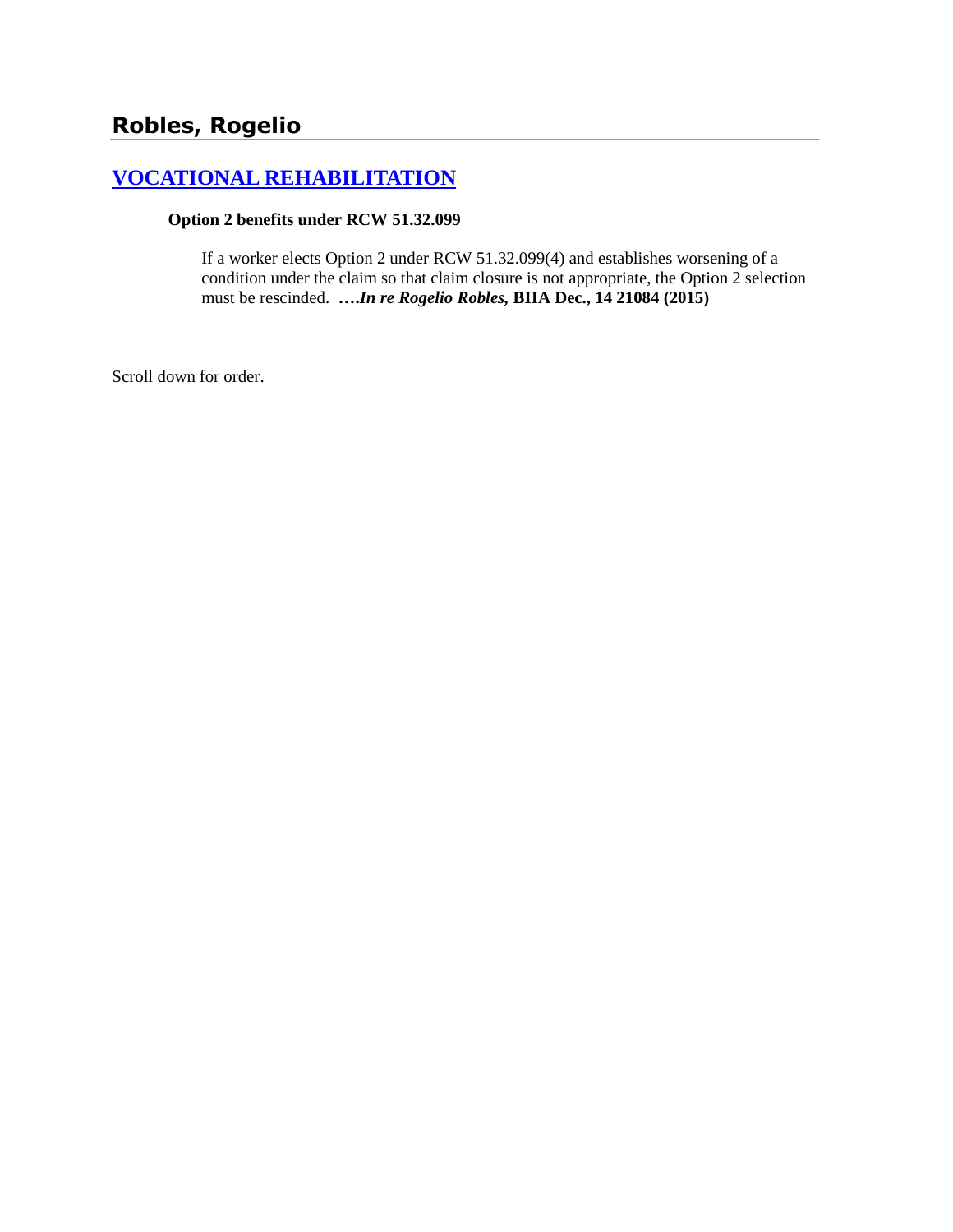# Robles, Rogelio

## [VOCATIONAL REHABILITATION]

**Option 2 benefits under RCW 51.32.099**

If a worker elects Option 2 under RCW 51.32.099(4) and establishes worsening of a condition under the claim so that claim closure is not appropriate, the Option 2 selection must be rescinded. **….*In re Rogelio Robles*, BIIA Dec., 14 21084 (2015)**

Scroll down for order.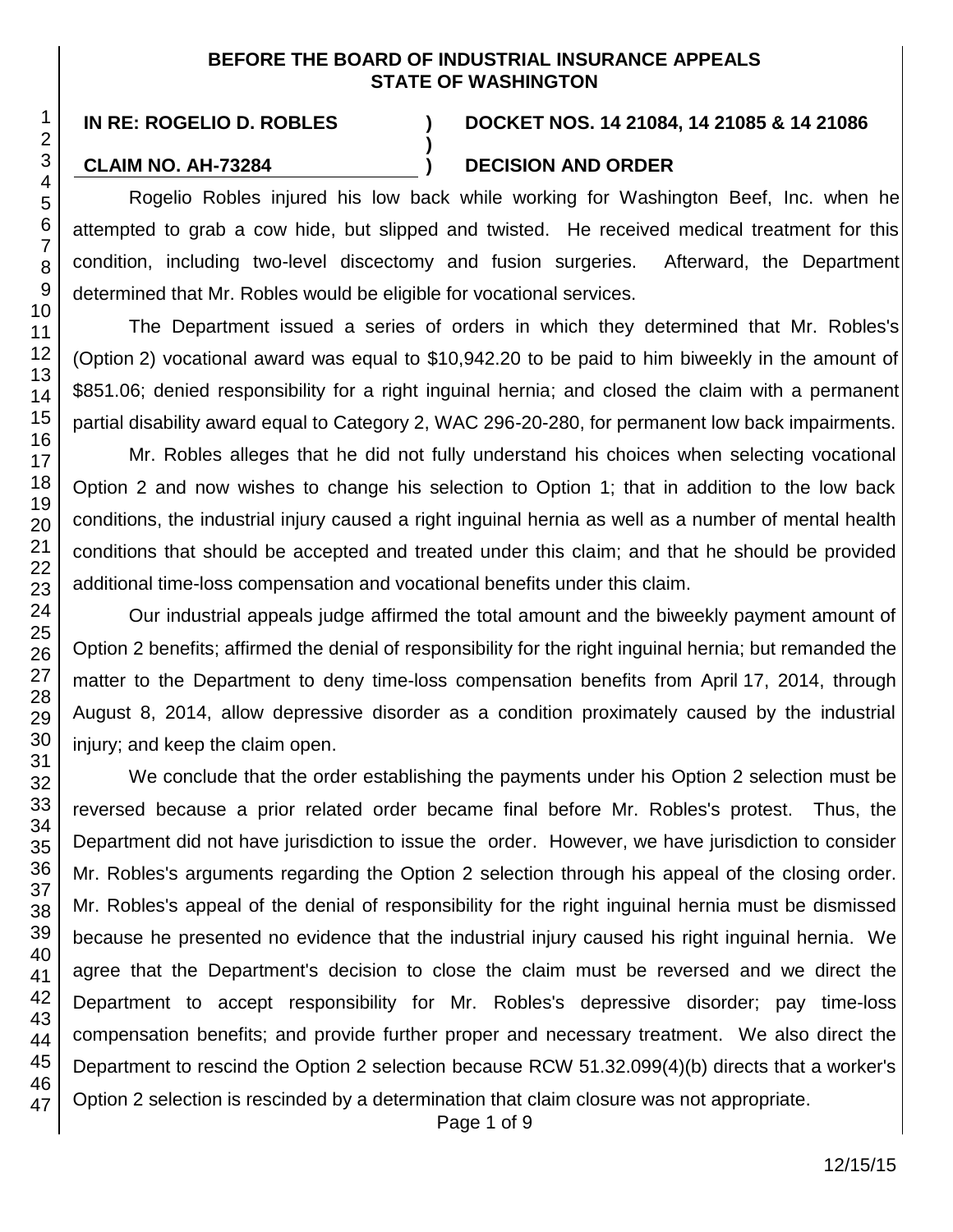**BEFORE THE BOARD OF INDUSTRIAL INSURANCE APPEALS**
**STATE OF WASHINGTON**

**IN RE: ROGELIO D. ROBLES** ) **DOCKET NOS. 14 21084, 14 21085 & 14 21086**
)
**CLAIM NO. AH-73284** ) **DECISION AND ORDER**

Rogelio Robles injured his low back while working for Washington Beef, Inc. when he attempted to grab a cow hide, but slipped and twisted. He received medical treatment for this condition, including two-level discectomy and fusion surgeries. Afterward, the Department determined that Mr. Robles would be eligible for vocational services.

The Department issued a series of orders in which they determined that Mr. Robles's (Option 2) vocational award was equal to $10,942.20 to be paid to him biweekly in the amount of $851.06; denied responsibility for a right inguinal hernia; and closed the claim with a permanent partial disability award equal to Category 2, WAC 296-20-280, for permanent low back impairments.

Mr. Robles alleges that he did not fully understand his choices when selecting vocational Option 2 and now wishes to change his selection to Option 1; that in addition to the low back conditions, the industrial injury caused a right inguinal hernia as well as a number of mental health conditions that should be accepted and treated under this claim; and that he should be provided additional time-loss compensation and vocational benefits under this claim.

Our industrial appeals judge affirmed the total amount and the biweekly payment amount of Option 2 benefits; affirmed the denial of responsibility for the right inguinal hernia; but remanded the matter to the Department to deny time-loss compensation benefits from April 17, 2014, through August 8, 2014, allow depressive disorder as a condition proximately caused by the industrial injury; and keep the claim open.

We conclude that the order establishing the payments under his Option 2 selection must be reversed because a prior related order became final before Mr. Robles's protest. Thus, the Department did not have jurisdiction to issue the order. However, we have jurisdiction to consider Mr. Robles's arguments regarding the Option 2 selection through his appeal of the closing order. Mr. Robles's appeal of the denial of responsibility for the right inguinal hernia must be dismissed because he presented no evidence that the industrial injury caused his right inguinal hernia. We agree that the Department's decision to close the claim must be reversed and we direct the Department to accept responsibility for Mr. Robles's depressive disorder; pay time-loss compensation benefits; and provide further proper and necessary treatment. We also direct the Department to rescind the Option 2 selection because RCW 51.32.099(4)(b) directs that a worker's Option 2 selection is rescinded by a determination that claim closure was not appropriate.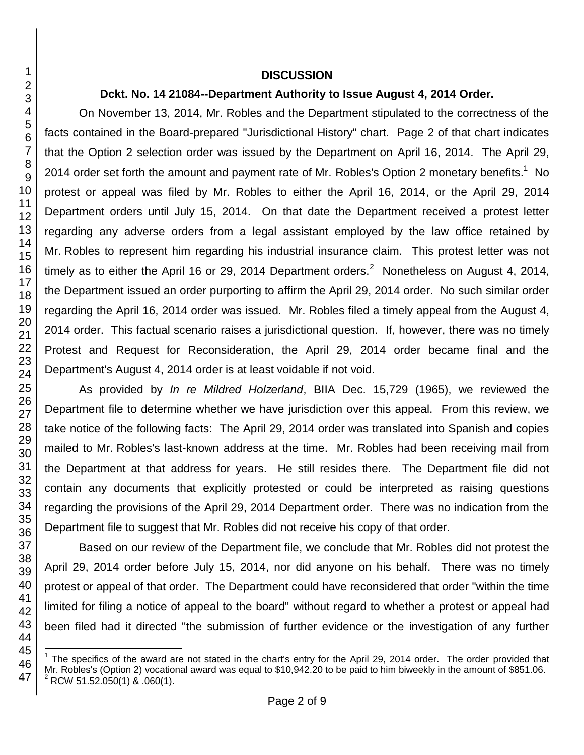## DISCUSSION

### Dckt. No. 14 21084--Department Authority to Issue August 4, 2014 Order.

On November 13, 2014, Mr. Robles and the Department stipulated to the correctness of the facts contained in the Board-prepared "Jurisdictional History" chart. Page 2 of that chart indicates that the Option 2 selection order was issued by the Department on April 16, 2014. The April 29, 2014 order set forth the amount and payment rate of Mr. Robles's Option 2 monetary benefits.[1] No protest or appeal was filed by Mr. Robles to either the April 16, 2014, or the April 29, 2014 Department orders until July 15, 2014. On that date the Department received a protest letter regarding any adverse orders from a legal assistant employed by the law office retained by Mr. Robles to represent him regarding his industrial insurance claim. This protest letter was not timely as to either the April 16 or 29, 2014 Department orders.[2] Nonetheless on August 4, 2014, the Department issued an order purporting to affirm the April 29, 2014 order. No such similar order regarding the April 16, 2014 order was issued. Mr. Robles filed a timely appeal from the August 4, 2014 order. This factual scenario raises a jurisdictional question. If, however, there was no timely Protest and Request for Reconsideration, the April 29, 2014 order became final and the Department's August 4, 2014 order is at least voidable if not void.

As provided by *In re Mildred Holzerland*, BIIA Dec. 15,729 (1965), we reviewed the Department file to determine whether we have jurisdiction over this appeal. From this review, we take notice of the following facts: The April 29, 2014 order was translated into Spanish and copies mailed to Mr. Robles's last-known address at the time. Mr. Robles had been receiving mail from the Department at that address for years. He still resides there. The Department file did not contain any documents that explicitly protested or could be interpreted as raising questions regarding the provisions of the April 29, 2014 Department order. There was no indication from the Department file to suggest that Mr. Robles did not receive his copy of that order.

Based on our review of the Department file, we conclude that Mr. Robles did not protest the April 29, 2014 order before July 15, 2014, nor did anyone on his behalf. There was no timely protest or appeal of that order. The Department could have reconsidered that order "within the time limited for filing a notice of appeal to the board" without regard to whether a protest or appeal had been filed had it directed "the submission of further evidence or the investigation of any further

---

[1] The specifics of the award are not stated in the chart's entry for the April 29, 2014 order. The order provided that Mr. Robles's (Option 2) vocational award was equal to $10,942.20 to be paid to him biweekly in the amount of $851.06.

[2] RCW 51.52.050(1) & .060(1).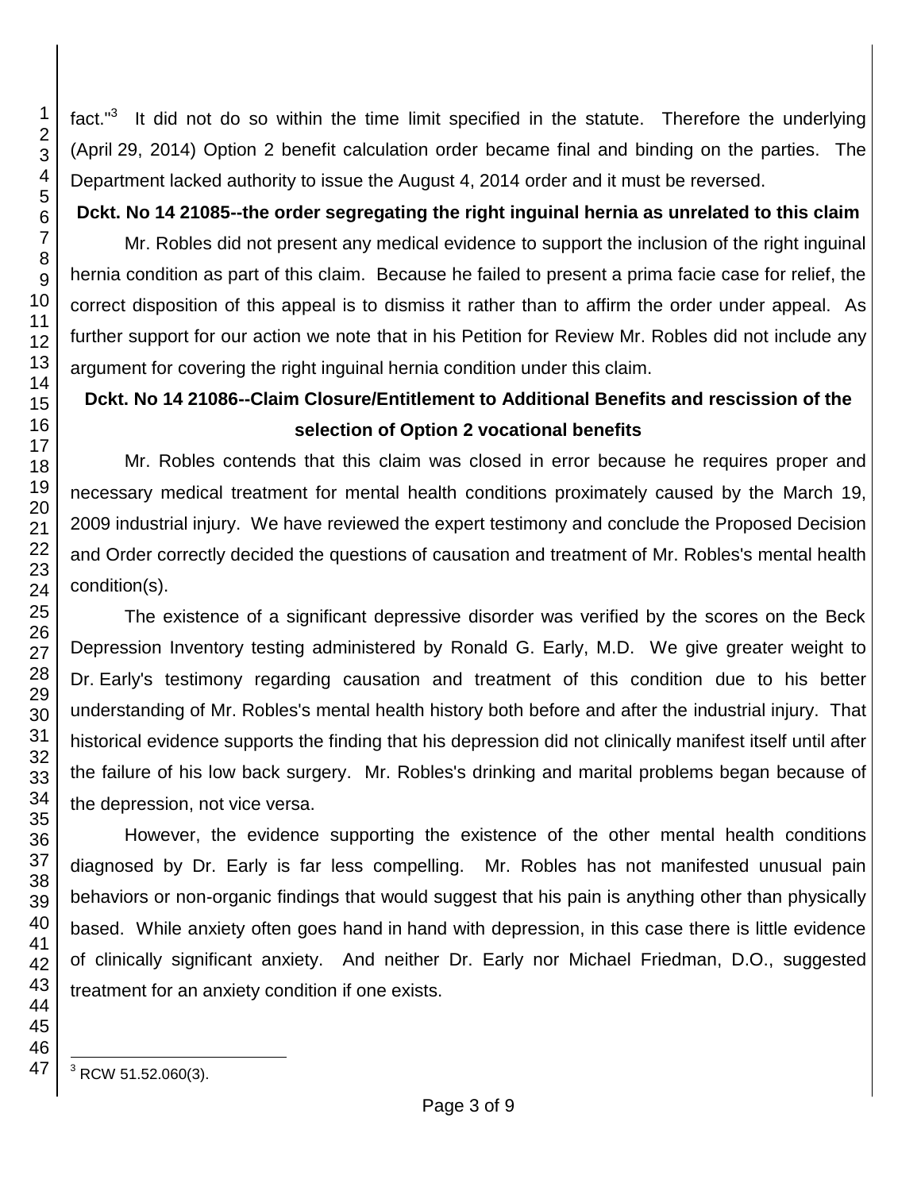fact."[3] It did not do so within the time limit specified in the statute. Therefore the underlying (April 29, 2014) Option 2 benefit calculation order became final and binding on the parties. The Department lacked authority to issue the August 4, 2014 order and it must be reversed.

**Dckt. No 14 21085--the order segregating the right inguinal hernia as unrelated to this claim**

Mr. Robles did not present any medical evidence to support the inclusion of the right inguinal hernia condition as part of this claim. Because he failed to present a prima facie case for relief, the correct disposition of this appeal is to dismiss it rather than to affirm the order under appeal. As further support for our action we note that in his Petition for Review Mr. Robles did not include any argument for covering the right inguinal hernia condition under this claim.

**Dckt. No 14 21086--Claim Closure/Entitlement to Additional Benefits and rescission of the selection of Option 2 vocational benefits**

Mr. Robles contends that this claim was closed in error because he requires proper and necessary medical treatment for mental health conditions proximately caused by the March 19, 2009 industrial injury. We have reviewed the expert testimony and conclude the Proposed Decision and Order correctly decided the questions of causation and treatment of Mr. Robles's mental health condition(s).

The existence of a significant depressive disorder was verified by the scores on the Beck Depression Inventory testing administered by Ronald G. Early, M.D. We give greater weight to Dr. Early's testimony regarding causation and treatment of this condition due to his better understanding of Mr. Robles's mental health history both before and after the industrial injury. That historical evidence supports the finding that his depression did not clinically manifest itself until after the failure of his low back surgery. Mr. Robles's drinking and marital problems began because of the depression, not vice versa.

However, the evidence supporting the existence of the other mental health conditions diagnosed by Dr. Early is far less compelling. Mr. Robles has not manifested unusual pain behaviors or non-organic findings that would suggest that his pain is anything other than physically based. While anxiety often goes hand in hand with depression, in this case there is little evidence of clinically significant anxiety. And neither Dr. Early nor Michael Friedman, D.O., suggested treatment for an anxiety condition if one exists.

---

[3] RCW 51.52.060(3).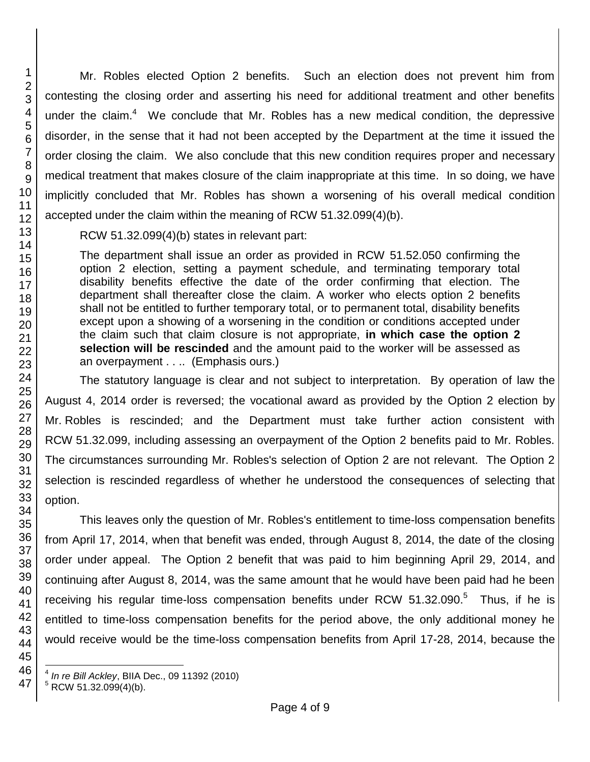Mr. Robles elected Option 2 benefits. Such an election does not prevent him from contesting the closing order and asserting his need for additional treatment and other benefits under the claim.[4] We conclude that Mr. Robles has a new medical condition, the depressive disorder, in the sense that it had not been accepted by the Department at the time it issued the order closing the claim. We also conclude that this new condition requires proper and necessary medical treatment that makes closure of the claim inappropriate at this time. In so doing, we have implicitly concluded that Mr. Robles has shown a worsening of his overall medical condition accepted under the claim within the meaning of RCW 51.32.099(4)(b).

RCW 51.32.099(4)(b) states in relevant part:

> The department shall issue an order as provided in RCW 51.52.050 confirming the option 2 election, setting a payment schedule, and terminating temporary total disability benefits effective the date of the order confirming that election. The department shall thereafter close the claim. A worker who elects option 2 benefits shall not be entitled to further temporary total, or to permanent total, disability benefits except upon a showing of a worsening in the condition or conditions accepted under the claim such that claim closure is not appropriate, **in which case the option 2 selection will be rescinded** and the amount paid to the worker will be assessed as an overpayment . . .. (Emphasis ours.)

The statutory language is clear and not subject to interpretation. By operation of law the August 4, 2014 order is reversed; the vocational award as provided by the Option 2 election by Mr. Robles is rescinded; and the Department must take further action consistent with RCW 51.32.099, including assessing an overpayment of the Option 2 benefits paid to Mr. Robles. The circumstances surrounding Mr. Robles's selection of Option 2 are not relevant. The Option 2 selection is rescinded regardless of whether he understood the consequences of selecting that option.

This leaves only the question of Mr. Robles's entitlement to time-loss compensation benefits from April 17, 2014, when that benefit was ended, through August 8, 2014, the date of the closing order under appeal. The Option 2 benefit that was paid to him beginning April 29, 2014, and continuing after August 8, 2014, was the same amount that he would have been paid had he been receiving his regular time-loss compensation benefits under RCW 51.32.090.[5] Thus, if he is entitled to time-loss compensation benefits for the period above, the only additional money he would receive would be the time-loss compensation benefits from April 17-28, 2014, because the

---

[4] *In re Bill Ackley*, BIIA Dec., 09 11392 (2010)

[5] RCW 51.32.099(4)(b).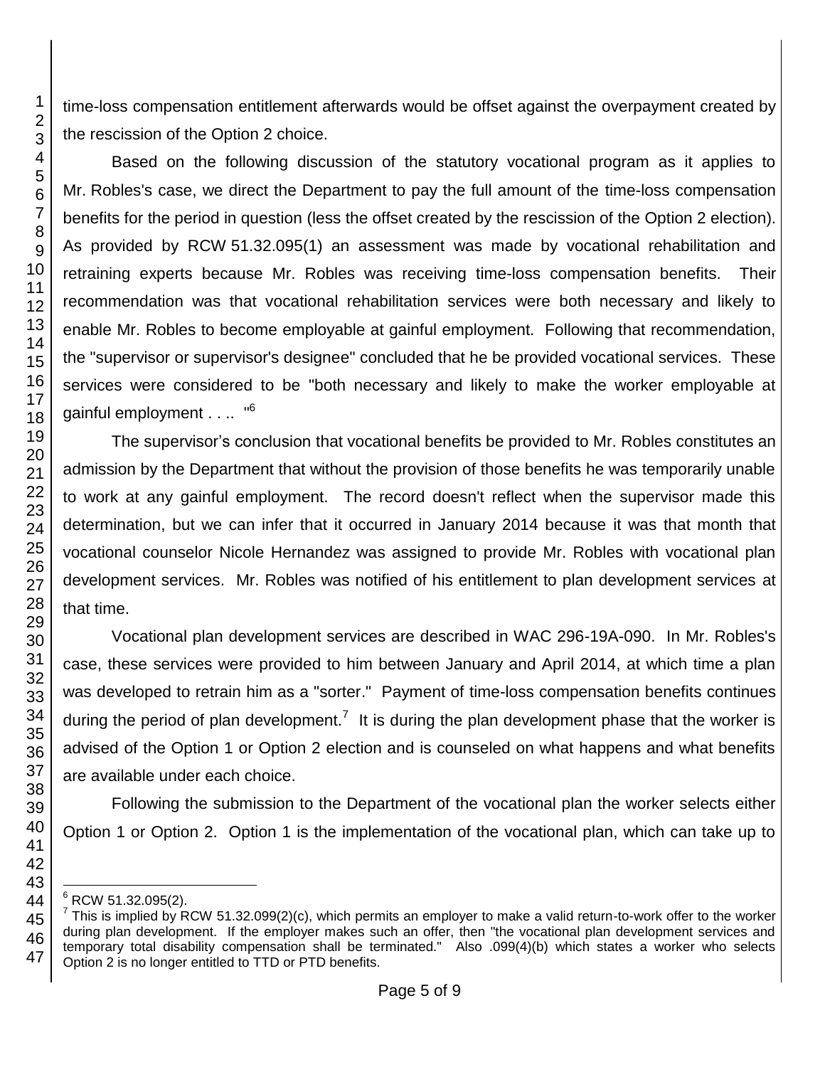time-loss compensation entitlement afterwards would be offset against the overpayment created by the rescission of the Option 2 choice.

Based on the following discussion of the statutory vocational program as it applies to Mr. Robles's case, we direct the Department to pay the full amount of the time-loss compensation benefits for the period in question (less the offset created by the rescission of the Option 2 election). As provided by RCW 51.32.095(1) an assessment was made by vocational rehabilitation and retraining experts because Mr. Robles was receiving time-loss compensation benefits. Their recommendation was that vocational rehabilitation services were both necessary and likely to enable Mr. Robles to become employable at gainful employment. Following that recommendation, the "supervisor or supervisor's designee" concluded that he be provided vocational services. These services were considered to be "both necessary and likely to make the worker employable at gainful employment . . .. "[6]

The supervisor's conclusion that vocational benefits be provided to Mr. Robles constitutes an admission by the Department that without the provision of those benefits he was temporarily unable to work at any gainful employment. The record doesn't reflect when the supervisor made this determination, but we can infer that it occurred in January 2014 because it was that month that vocational counselor Nicole Hernandez was assigned to provide Mr. Robles with vocational plan development services. Mr. Robles was notified of his entitlement to plan development services at that time.

Vocational plan development services are described in WAC 296-19A-090. In Mr. Robles's case, these services were provided to him between January and April 2014, at which time a plan was developed to retrain him as a "sorter." Payment of time-loss compensation benefits continues during the period of plan development.[7] It is during the plan development phase that the worker is advised of the Option 1 or Option 2 election and is counseled on what happens and what benefits are available under each choice.

Following the submission to the Department of the vocational plan the worker selects either Option 1 or Option 2. Option 1 is the implementation of the vocational plan, which can take up to

---

[6] RCW 51.32.095(2).

[7] This is implied by RCW 51.32.099(2)(c), which permits an employer to make a valid return-to-work offer to the worker during plan development. If the employer makes such an offer, then "the vocational plan development services and temporary total disability compensation shall be terminated." Also .099(4)(b) which states a worker who selects Option 2 is no longer entitled to TTD or PTD benefits.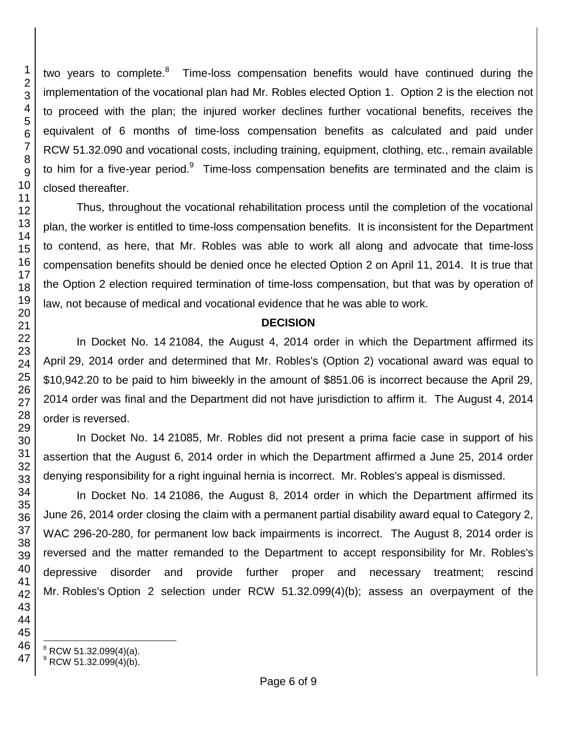two years to complete.[8] Time-loss compensation benefits would have continued during the implementation of the vocational plan had Mr. Robles elected Option 1. Option 2 is the election not to proceed with the plan; the injured worker declines further vocational benefits, receives the equivalent of 6 months of time-loss compensation benefits as calculated and paid under RCW 51.32.090 and vocational costs, including training, equipment, clothing, etc., remain available to him for a five-year period.[9] Time-loss compensation benefits are terminated and the claim is closed thereafter.

Thus, throughout the vocational rehabilitation process until the completion of the vocational plan, the worker is entitled to time-loss compensation benefits. It is inconsistent for the Department to contend, as here, that Mr. Robles was able to work all along and advocate that time-loss compensation benefits should be denied once he elected Option 2 on April 11, 2014. It is true that the Option 2 election required termination of time-loss compensation, but that was by operation of law, not because of medical and vocational evidence that he was able to work.

## DECISION

In Docket No. 14 21084, the August 4, 2014 order in which the Department affirmed its April 29, 2014 order and determined that Mr. Robles's (Option 2) vocational award was equal to $10,942.20 to be paid to him biweekly in the amount of $851.06 is incorrect because the April 29, 2014 order was final and the Department did not have jurisdiction to affirm it. The August 4, 2014 order is reversed.

In Docket No. 14 21085, Mr. Robles did not present a prima facie case in support of his assertion that the August 6, 2014 order in which the Department affirmed a June 25, 2014 order denying responsibility for a right inguinal hernia is incorrect. Mr. Robles's appeal is dismissed.

In Docket No. 14 21086, the August 8, 2014 order in which the Department affirmed its June 26, 2014 order closing the claim with a permanent partial disability award equal to Category 2, WAC 296-20-280, for permanent low back impairments is incorrect. The August 8, 2014 order is reversed and the matter remanded to the Department to accept responsibility for Mr. Robles's depressive disorder and provide further proper and necessary treatment; rescind Mr. Robles's Option 2 selection under RCW 51.32.099(4)(b); assess an overpayment of the

---

[8] RCW 51.32.099(4)(a).

[9] RCW 51.32.099(4)(b).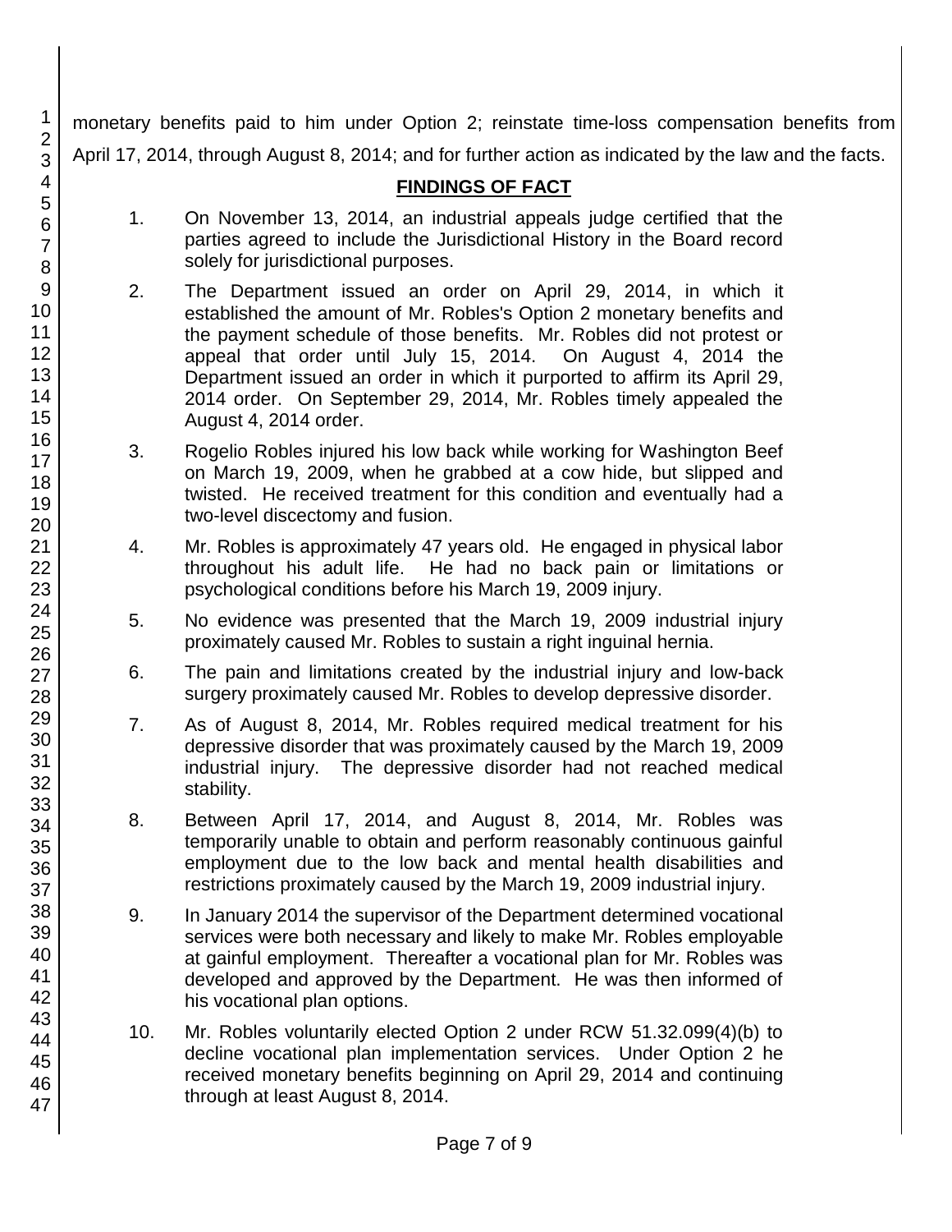monetary benefits paid to him under Option 2; reinstate time-loss compensation benefits from April 17, 2014, through August 8, 2014; and for further action as indicated by the law and the facts.

## FINDINGS OF FACT

1. On November 13, 2014, an industrial appeals judge certified that the parties agreed to include the Jurisdictional History in the Board record solely for jurisdictional purposes.

2. The Department issued an order on April 29, 2014, in which it established the amount of Mr. Robles's Option 2 monetary benefits and the payment schedule of those benefits. Mr. Robles did not protest or appeal that order until July 15, 2014. On August 4, 2014 the Department issued an order in which it purported to affirm its April 29, 2014 order. On September 29, 2014, Mr. Robles timely appealed the August 4, 2014 order.

3. Rogelio Robles injured his low back while working for Washington Beef on March 19, 2009, when he grabbed at a cow hide, but slipped and twisted. He received treatment for this condition and eventually had a two-level discectomy and fusion.

4. Mr. Robles is approximately 47 years old. He engaged in physical labor throughout his adult life. He had no back pain or limitations or psychological conditions before his March 19, 2009 injury.

5. No evidence was presented that the March 19, 2009 industrial injury proximately caused Mr. Robles to sustain a right inguinal hernia.

6. The pain and limitations created by the industrial injury and low-back surgery proximately caused Mr. Robles to develop depressive disorder.

7. As of August 8, 2014, Mr. Robles required medical treatment for his depressive disorder that was proximately caused by the March 19, 2009 industrial injury. The depressive disorder had not reached medical stability.

8. Between April 17, 2014, and August 8, 2014, Mr. Robles was temporarily unable to obtain and perform reasonably continuous gainful employment due to the low back and mental health disabilities and restrictions proximately caused by the March 19, 2009 industrial injury.

9. In January 2014 the supervisor of the Department determined vocational services were both necessary and likely to make Mr. Robles employable at gainful employment. Thereafter a vocational plan for Mr. Robles was developed and approved by the Department. He was then informed of his vocational plan options.

10. Mr. Robles voluntarily elected Option 2 under RCW 51.32.099(4)(b) to decline vocational plan implementation services. Under Option 2 he received monetary benefits beginning on April 29, 2014 and continuing through at least August 8, 2014.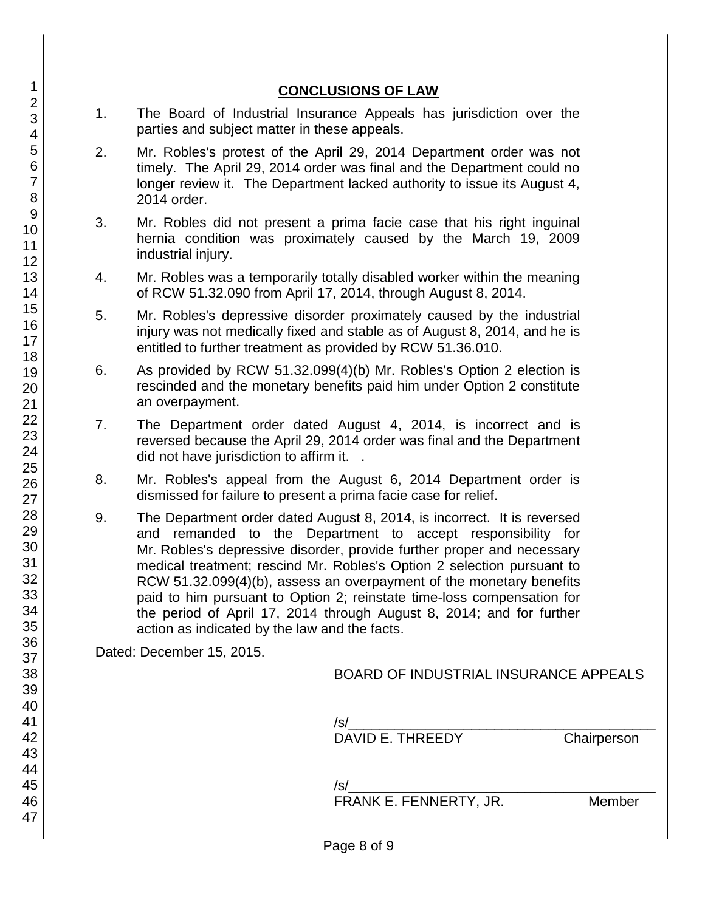## CONCLUSIONS OF LAW

1. The Board of Industrial Insurance Appeals has jurisdiction over the parties and subject matter in these appeals.

2. Mr. Robles's protest of the April 29, 2014 Department order was not timely. The April 29, 2014 order was final and the Department could no longer review it. The Department lacked authority to issue its August 4, 2014 order.

3. Mr. Robles did not present a prima facie case that his right inguinal hernia condition was proximately caused by the March 19, 2009 industrial injury.

4. Mr. Robles was a temporarily totally disabled worker within the meaning of RCW 51.32.090 from April 17, 2014, through August 8, 2014.

5. Mr. Robles's depressive disorder proximately caused by the industrial injury was not medically fixed and stable as of August 8, 2014, and he is entitled to further treatment as provided by RCW 51.36.010.

6. As provided by RCW 51.32.099(4)(b) Mr. Robles's Option 2 election is rescinded and the monetary benefits paid him under Option 2 constitute an overpayment.

7. The Department order dated August 4, 2014, is incorrect and is reversed because the April 29, 2014 order was final and the Department did not have jurisdiction to affirm it. .

8. Mr. Robles's appeal from the August 6, 2014 Department order is dismissed for failure to present a prima facie case for relief.

9. The Department order dated August 8, 2014, is incorrect. It is reversed and remanded to the Department to accept responsibility for Mr. Robles's depressive disorder, provide further proper and necessary medical treatment; rescind Mr. Robles's Option 2 selection pursuant to RCW 51.32.099(4)(b), assess an overpayment of the monetary benefits paid to him pursuant to Option 2; reinstate time-loss compensation for the period of April 17, 2014 through August 8, 2014; and for further action as indicated by the law and the facts.

Dated: December 15, 2015.

BOARD OF INDUSTRIAL INSURANCE APPEALS

/s/\_\_\_\_\_\_\_\_\_\_\_\_\_\_\_\_\_\_\_\_\_\_\_\_\_\_\_\_\_\_\_\_\_\_\_\_\_\_\_\_
DAVID E. THREEDY Chairperson

/s/\_\_\_\_\_\_\_\_\_\_\_\_\_\_\_\_\_\_\_\_\_\_\_\_\_\_\_\_\_\_\_\_\_\_\_\_\_\_\_\_
FRANK E. FENNERTY, JR. Member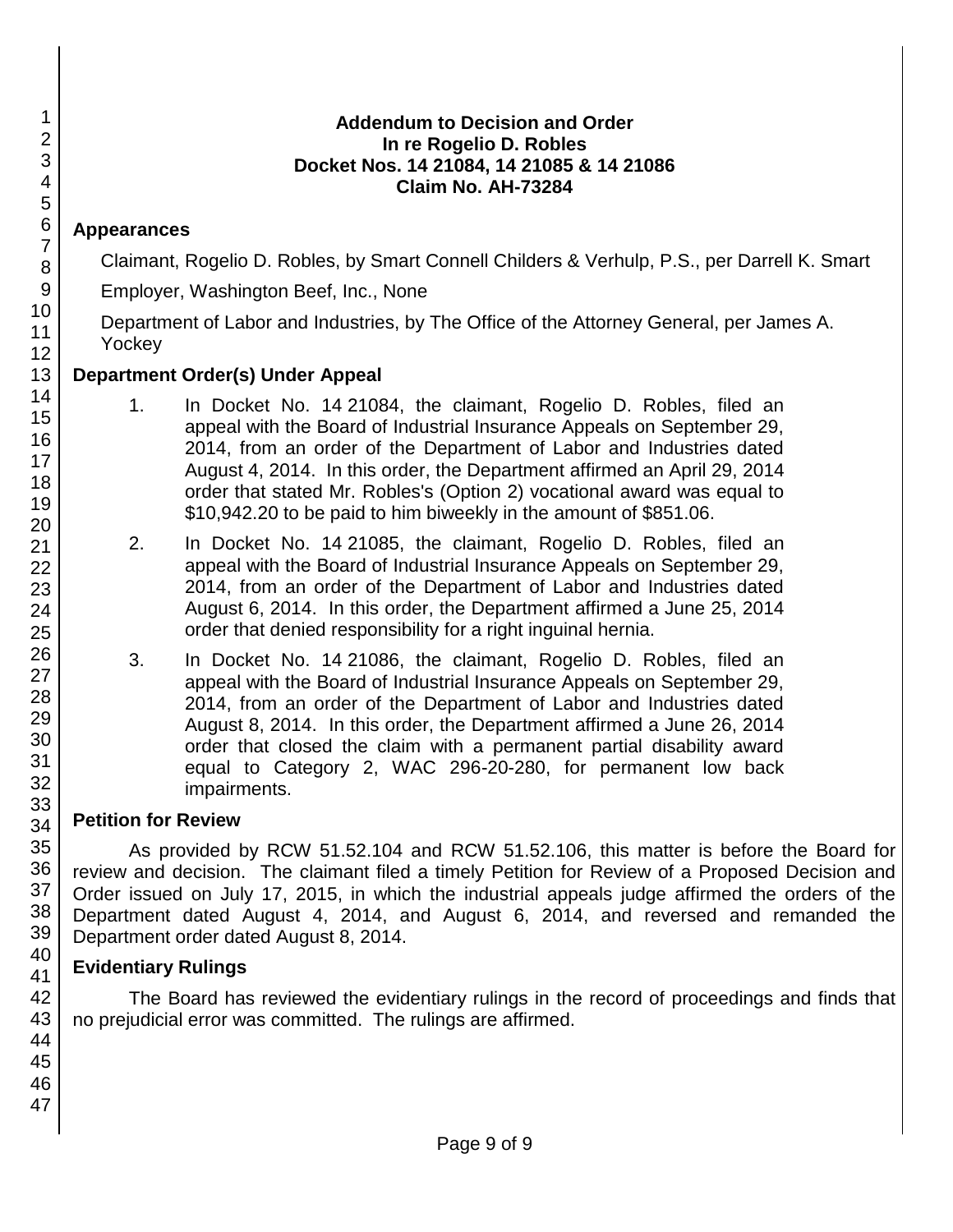**Addendum to Decision and Order**
**In re Rogelio D. Robles**
**Docket Nos. 14 21084, 14 21085 & 14 21086**
**Claim No. AH-73284**

## Appearances

Claimant, Rogelio D. Robles, by Smart Connell Childers & Verhulp, P.S., per Darrell K. Smart

Employer, Washington Beef, Inc., None

Department of Labor and Industries, by The Office of the Attorney General, per James A. Yockey

## Department Order(s) Under Appeal

1. In Docket No. 14 21084, the claimant, Rogelio D. Robles, filed an appeal with the Board of Industrial Insurance Appeals on September 29, 2014, from an order of the Department of Labor and Industries dated August 4, 2014. In this order, the Department affirmed an April 29, 2014 order that stated Mr. Robles's (Option 2) vocational award was equal to $10,942.20 to be paid to him biweekly in the amount of $851.06.

2. In Docket No. 14 21085, the claimant, Rogelio D. Robles, filed an appeal with the Board of Industrial Insurance Appeals on September 29, 2014, from an order of the Department of Labor and Industries dated August 6, 2014. In this order, the Department affirmed a June 25, 2014 order that denied responsibility for a right inguinal hernia.

3. In Docket No. 14 21086, the claimant, Rogelio D. Robles, filed an appeal with the Board of Industrial Insurance Appeals on September 29, 2014, from an order of the Department of Labor and Industries dated August 8, 2014. In this order, the Department affirmed a June 26, 2014 order that closed the claim with a permanent partial disability award equal to Category 2, WAC 296-20-280, for permanent low back impairments.

## Petition for Review

As provided by RCW 51.52.104 and RCW 51.52.106, this matter is before the Board for review and decision. The claimant filed a timely Petition for Review of a Proposed Decision and Order issued on July 17, 2015, in which the industrial appeals judge affirmed the orders of the Department dated August 4, 2014, and August 6, 2014, and reversed and remanded the Department order dated August 8, 2014.

## Evidentiary Rulings

The Board has reviewed the evidentiary rulings in the record of proceedings and finds that no prejudicial error was committed. The rulings are affirmed.